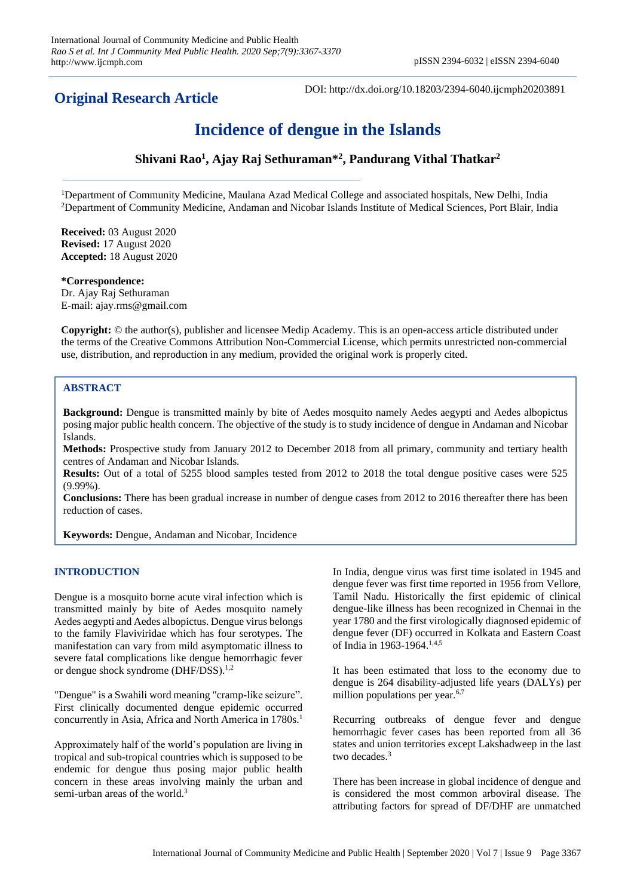**Original Research Article**

DOI: http://dx.doi.org/10.18203/2394-6040.ijcmph20203891

# Incidence of dengue in the Islands

**Shivani Rao[1], Ajay Raj Sethuraman*[2], Pandurang Vithal Thatkar[2]**

[1]Department of Community Medicine, Maulana Azad Medical College and associated hospitals, New Delhi, India
[2]Department of Community Medicine, Andaman and Nicobar Islands Institute of Medical Sciences, Port Blair, India

**Received:** 03 August 2020
**Revised:** 17 August 2020
**Accepted:** 18 August 2020

**\*Correspondence:**
Dr. Ajay Raj Sethuraman
E-mail: ajay.rms@gmail.com

**Copyright:** © the author(s), publisher and licensee Medip Academy. This is an open-access article distributed under the terms of the Creative Commons Attribution Non-Commercial License, which permits unrestricted non-commercial use, distribution, and reproduction in any medium, provided the original work is properly cited.

## ABSTRACT

**Background:** Dengue is transmitted mainly by bite of Aedes mosquito namely Aedes aegypti and Aedes albopictus posing major public health concern. The objective of the study is to study incidence of dengue in Andaman and Nicobar Islands.

**Methods:** Prospective study from January 2012 to December 2018 from all primary, community and tertiary health centres of Andaman and Nicobar Islands.

**Results:** Out of a total of 5255 blood samples tested from 2012 to 2018 the total dengue positive cases were 525 (9.99%).

**Conclusions:** There has been gradual increase in number of dengue cases from 2012 to 2016 thereafter there has been reduction of cases.

**Keywords:** Dengue, Andaman and Nicobar, Incidence

## INTRODUCTION

Dengue is a mosquito borne acute viral infection which is transmitted mainly by bite of Aedes mosquito namely Aedes aegypti and Aedes albopictus. Dengue virus belongs to the family Flaviviridae which has four serotypes. The manifestation can vary from mild asymptomatic illness to severe fatal complications like dengue hemorrhagic fever or dengue shock syndrome (DHF/DSS).[1,2]

"Dengue" is a Swahili word meaning "cramp-like seizure". First clinically documented dengue epidemic occurred concurrently in Asia, Africa and North America in 1780s.[1]

Approximately half of the world's population are living in tropical and sub-tropical countries which is supposed to be endemic for dengue thus posing major public health concern in these areas involving mainly the urban and semi-urban areas of the world.[3]

In India, dengue virus was first time isolated in 1945 and dengue fever was first time reported in 1956 from Vellore, Tamil Nadu. Historically the first epidemic of clinical dengue-like illness has been recognized in Chennai in the year 1780 and the first virologically diagnosed epidemic of dengue fever (DF) occurred in Kolkata and Eastern Coast of India in 1963-1964.[1,4,5]

It has been estimated that loss to the economy due to dengue is 264 disability-adjusted life years (DALYs) per million populations per year.[6,7]

Recurring outbreaks of dengue fever and dengue hemorrhagic fever cases has been reported from all 36 states and union territories except Lakshadweep in the last two decades.[3]

There has been increase in global incidence of dengue and is considered the most common arboviral disease. The attributing factors for spread of DF/DHF are unmatched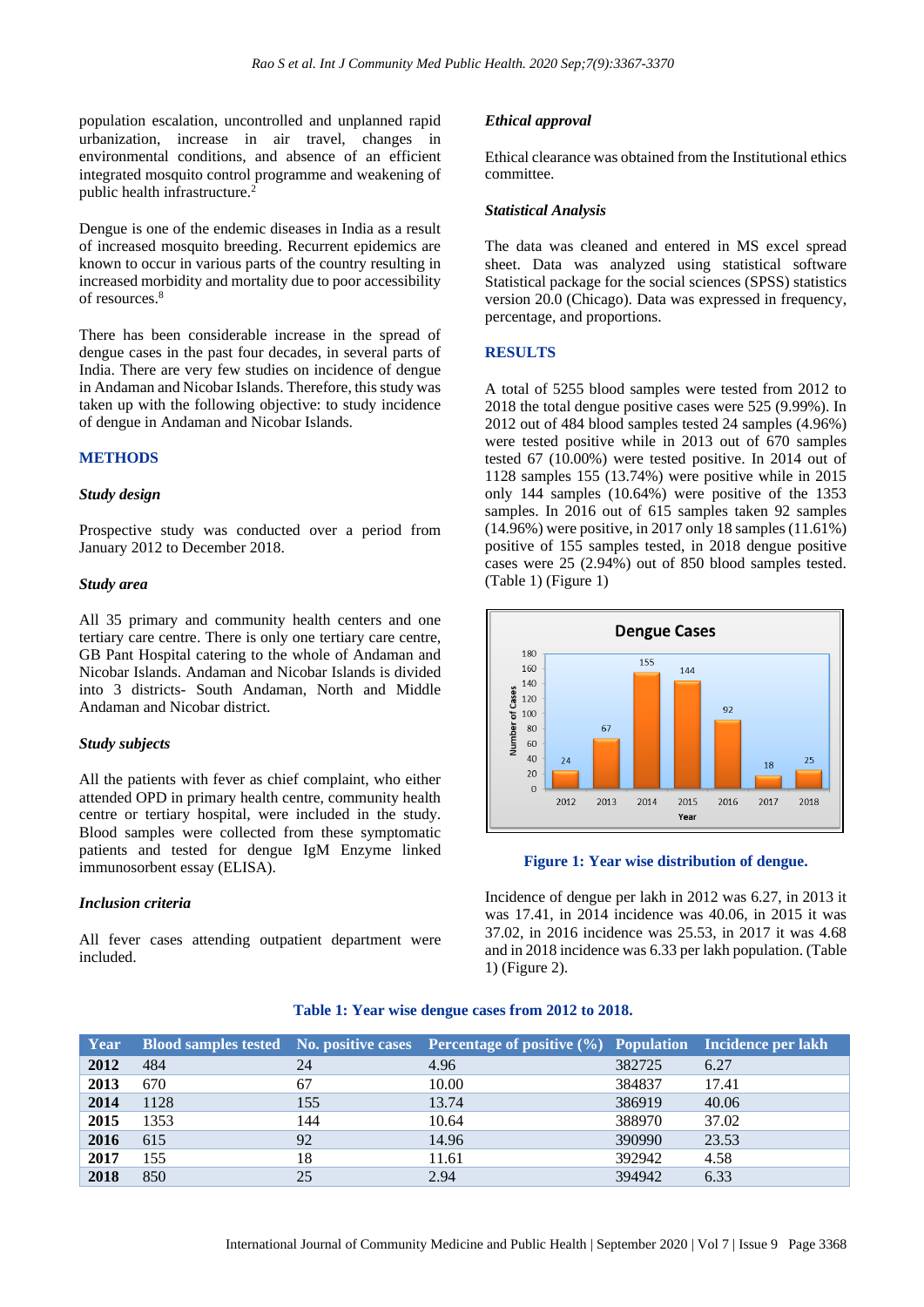population escalation, uncontrolled and unplanned rapid urbanization, increase in air travel, changes in environmental conditions, and absence of an efficient integrated mosquito control programme and weakening of public health infrastructure.[2]

Dengue is one of the endemic diseases in India as a result of increased mosquito breeding. Recurrent epidemics are known to occur in various parts of the country resulting in increased morbidity and mortality due to poor accessibility of resources.[8]

There has been considerable increase in the spread of dengue cases in the past four decades, in several parts of India. There are very few studies on incidence of dengue in Andaman and Nicobar Islands. Therefore, this study was taken up with the following objective: to study incidence of dengue in Andaman and Nicobar Islands.

## METHODS

### Study design

Prospective study was conducted over a period from January 2012 to December 2018.

### Study area

All 35 primary and community health centers and one tertiary care centre. There is only one tertiary care centre, GB Pant Hospital catering to the whole of Andaman and Nicobar Islands. Andaman and Nicobar Islands is divided into 3 districts- South Andaman, North and Middle Andaman and Nicobar district.

### Study subjects

All the patients with fever as chief complaint, who either attended OPD in primary health centre, community health centre or tertiary hospital, were included in the study. Blood samples were collected from these symptomatic patients and tested for dengue IgM Enzyme linked immunosorbent essay (ELISA).

### Inclusion criteria

All fever cases attending outpatient department were included.

### Ethical approval

Ethical clearance was obtained from the Institutional ethics committee.

### Statistical Analysis

The data was cleaned and entered in MS excel spread sheet. Data was analyzed using statistical software Statistical package for the social sciences (SPSS) statistics version 20.0 (Chicago). Data was expressed in frequency, percentage, and proportions.

## RESULTS

A total of 5255 blood samples were tested from 2012 to 2018 the total dengue positive cases were 525 (9.99%). In 2012 out of 484 blood samples tested 24 samples (4.96%) were tested positive while in 2013 out of 670 samples tested 67 (10.00%) were tested positive. In 2014 out of 1128 samples 155 (13.74%) were positive while in 2015 only 144 samples (10.64%) were positive of the 1353 samples. In 2016 out of 615 samples taken 92 samples (14.96%) were positive, in 2017 only 18 samples (11.61%) positive of 155 samples tested, in 2018 dengue positive cases were 25 (2.94%) out of 850 blood samples tested. (Table 1) (Figure 1)

**Figure 1: Year wise distribution of dengue.**

Incidence of dengue per lakh in 2012 was 6.27, in 2013 it was 17.41, in 2014 incidence was 40.06, in 2015 it was 37.02, in 2016 it was 25.53, in 2017 it was 4.68 and in 2018 incidence was 6.33 per lakh population. (Table 1) (Figure 2).

**Table 1: Year wise dengue cases from 2012 to 2018.**

| Year | Blood samples tested | No. positive cases | Percentage of positive (%) | Population | Incidence per lakh |
|---|---|---|---|---|---|
| **2012** | 484 | 24 | 4.96 | 382725 | 6.27 |
| **2013** | 670 | 67 | 10.00 | 384837 | 17.41 |
| **2014** | 1128 | 155 | 13.74 | 386919 | 40.06 |
| **2015** | 1353 | 144 | 10.64 | 388970 | 37.02 |
| **2016** | 615 | 92 | 14.96 | 390990 | 23.53 |
| **2017** | 155 | 18 | 11.61 | 392942 | 4.58 |
| **2018** | 850 | 25 | 2.94 | 394942 | 6.33 |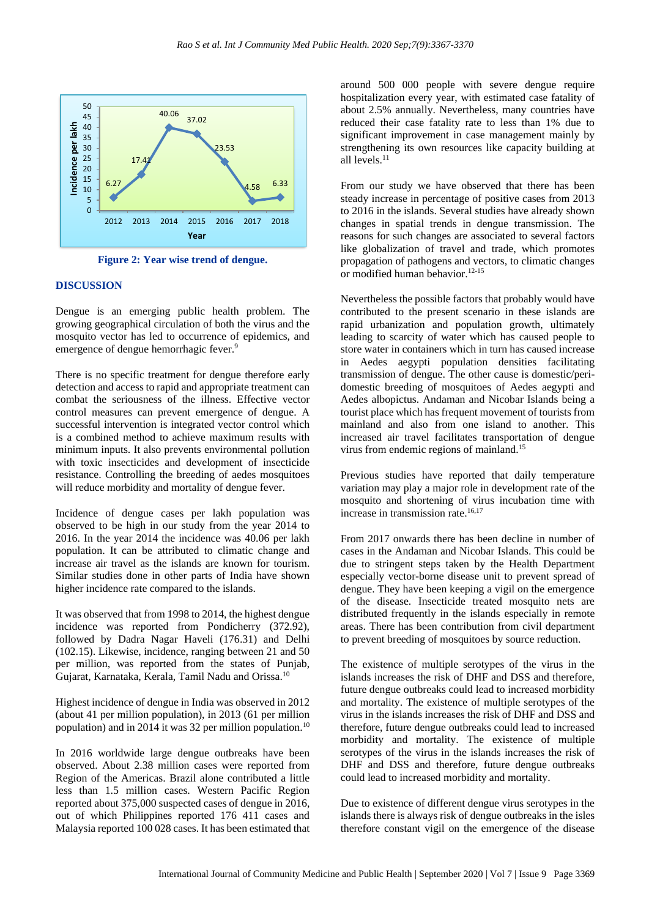Figure 2: Year wise trend of dengue.

## DISCUSSION

Dengue is an emerging public health problem. The growing geographical circulation of both the virus and the mosquito vector has led to occurrence of epidemics, and emergence of dengue hemorrhagic fever.[9]

There is no specific treatment for dengue therefore early detection and access to rapid and appropriate treatment can combat the seriousness of the illness. Effective vector control measures can prevent emergence of dengue. A successful intervention is integrated vector control which is a combined method to achieve maximum results with minimum inputs. It also prevents environmental pollution with toxic insecticides and development of insecticide resistance. Controlling the breeding of aedes mosquitoes will reduce morbidity and mortality of dengue fever.

Incidence of dengue cases per lakh population was observed to be high in our study from the year 2014 to 2016. In the year 2014 the incidence was 40.06 per lakh population. It can be attributed to climatic change and increase air travel as the islands are known for tourism. Similar studies done in other parts of India have shown higher incidence rate compared to the islands.

It was observed that from 1998 to 2014, the highest dengue incidence was reported from Pondicherry (372.92), followed by Dadra Nagar Haveli (176.31) and Delhi (102.15). Likewise, incidence, ranging between 21 and 50 per million, was reported from the states of Punjab, Gujarat, Karnataka, Kerala, Tamil Nadu and Orissa.[10]

Highest incidence of dengue in India was observed in 2012 (about 41 per million population), in 2013 (61 per million population) and in 2014 it was 32 per million population.[10]

In 2016 worldwide large dengue outbreaks have been observed. About 2.38 million cases were reported from Region of the Americas. Brazil alone contributed a little less than 1.5 million cases. Western Pacific Region reported about 375,000 suspected cases of dengue in 2016, out of which Philippines reported 176 411 cases and Malaysia reported 100 028 cases. It has been estimated that around 500 000 people with severe dengue require hospitalization every year, with estimated case fatality of about 2.5% annually. Nevertheless, many countries have reduced their case fatality rate to less than 1% due to significant improvement in case management mainly by strengthening its own resources like capacity building at all levels.[11]

From our study we have observed that there has been steady increase in percentage of positive cases from 2013 to 2016 in the islands. Several studies have already shown changes in spatial trends in dengue transmission. The reasons for such changes are associated to several factors like globalization of travel and trade, which promotes propagation of pathogens and vectors, to climatic changes or modified human behavior.[12-15]

Nevertheless the possible factors that probably would have contributed to the present scenario in these islands are rapid urbanization and population growth, ultimately leading to scarcity of water which has caused people to store water in containers which in turn has caused increase in Aedes aegypti population densities facilitating transmission of dengue. The other cause is domestic/peri-domestic breeding of mosquitoes of Aedes aegypti and Aedes albopictus. Andaman and Nicobar Islands being a tourist place which has frequent movement of tourists from mainland and also from one island to another. This increased air travel facilitates transportation of dengue virus from endemic regions of mainland.[15]

Previous studies have reported that daily temperature variation may play a major role in development rate of the mosquito and shortening of virus incubation time with increase in transmission rate.[16,17]

From 2017 onwards there has been decline in number of cases in the Andaman and Nicobar Islands. This could be due to stringent steps taken by the Health Department especially vector-borne disease unit to prevent spread of dengue. They have been keeping a vigil on the emergence of the disease. Insecticide treated mosquito nets are distributed frequently in the islands especially in remote areas. There has been contribution from civil department to prevent breeding of mosquitoes by source reduction.

The existence of multiple serotypes of the virus in the islands increases the risk of DHF and DSS and therefore, future dengue outbreaks could lead to increased morbidity and mortality. The existence of multiple serotypes of the virus in the islands increases the risk of DHF and DSS and therefore, future dengue outbreaks could lead to increased morbidity and mortality. The existence of multiple serotypes of the virus in the islands increases the risk of DHF and DSS and therefore, future dengue outbreaks could lead to increased morbidity and mortality.

Due to existence of different dengue virus serotypes in the islands there is always risk of dengue outbreaks in the isles therefore constant vigil on the emergence of the disease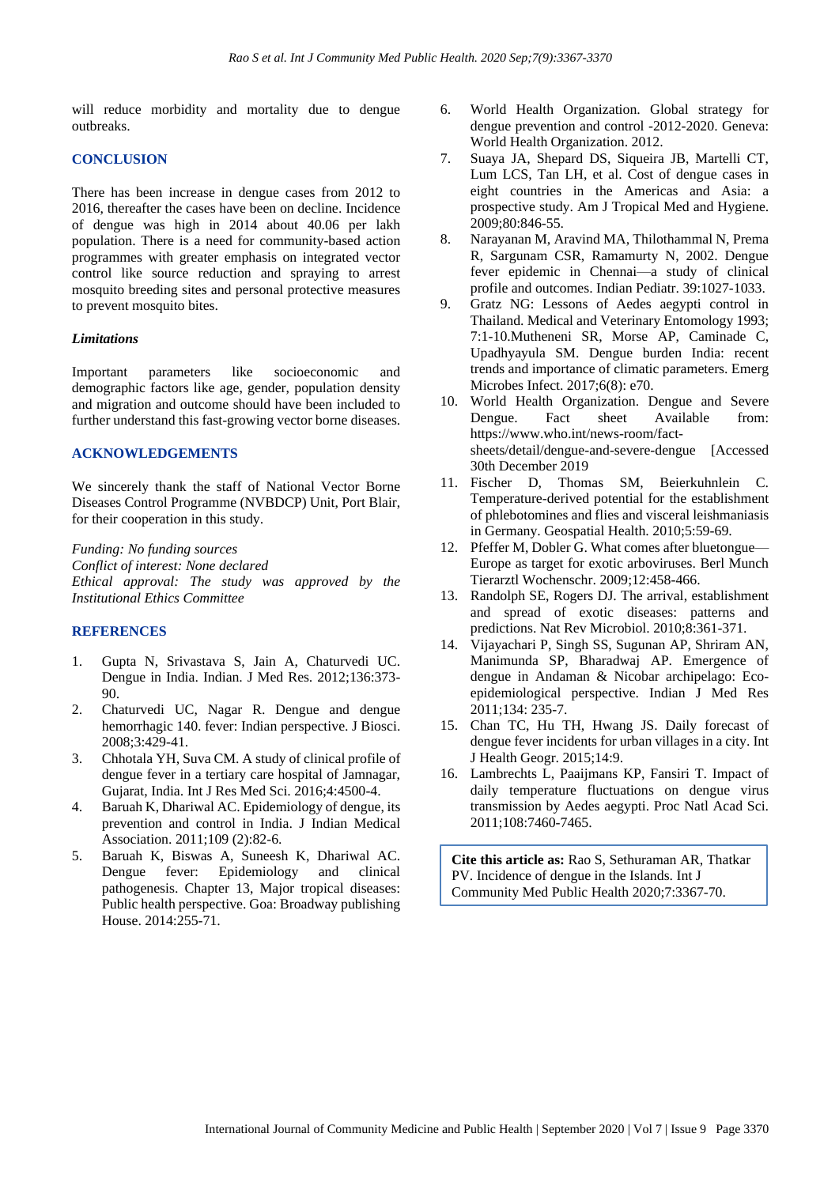will reduce morbidity and mortality due to dengue outbreaks.

## CONCLUSION

There has been increase in dengue cases from 2012 to 2016, thereafter the cases have been on decline. Incidence of dengue was high in 2014 about 40.06 per lakh population. There is a need for community-based action programmes with greater emphasis on integrated vector control like source reduction and spraying to arrest mosquito breeding sites and personal protective measures to prevent mosquito bites.

### *Limitations*

Important parameters like socioeconomic and demographic factors like age, gender, population density and migration and outcome should have been included to further understand this fast-growing vector borne diseases.

## ACKNOWLEDGEMENTS

We sincerely thank the staff of National Vector Borne Diseases Control Programme (NVBDCP) Unit, Port Blair, for their cooperation in this study.

*Funding: No funding sources*
*Conflict of interest: None declared*
*Ethical approval: The study was approved by the Institutional Ethics Committee*

## REFERENCES

1. Gupta N, Srivastava S, Jain A, Chaturvedi UC. Dengue in India. Indian. J Med Res. 2012;136:373-90.
2. Chaturvedi UC, Nagar R. Dengue and dengue hemorrhagic 140. fever: Indian perspective. J Biosci. 2008;3:429-41.
3. Chhotala YH, Suva CM. A study of clinical profile of dengue fever in a tertiary care hospital of Jamnagar, Gujarat, India. Int J Res Med Sci. 2016;4:4500-4.
4. Baruah K, Dhariwal AC. Epidemiology of dengue, its prevention and control in India. J Indian Medical Association. 2011;109 (2):82-6.
5. Baruah K, Biswas A, Suneesh K, Dhariwal AC. Dengue fever: Epidemiology and clinical pathogenesis. Chapter 13, Major tropical diseases: Public health perspective. Goa: Broadway publishing House. 2014:255-71.
6. World Health Organization. Global strategy for dengue prevention and control -2012-2020. Geneva: World Health Organization. 2012.
7. Suaya JA, Shepard DS, Siqueira JB, Martelli CT, Lum LCS, Tan LH, et al. Cost of dengue cases in eight countries in the Americas and Asia: a prospective study. Am J Tropical Med and Hygiene. 2009;80:846-55.
8. Narayanan M, Aravind MA, Thilothammal N, Prema R, Sargunam CSR, Ramamurty N, 2002. Dengue fever epidemic in Chennai—a study of clinical profile and outcomes. Indian Pediatr. 39:1027-1033.
9. Gratz NG: Lessons of Aedes aegypti control in Thailand. Medical and Veterinary Entomology 1993; 7:1-10.Mutheneni SR, Morse AP, Caminade C, Upadhyayula SM. Dengue burden India: recent trends and importance of climatic parameters. Emerg Microbes Infect. 2017;6(8): e70.
10. World Health Organization. Dengue and Severe Dengue. Fact sheet Available from: https://www.who.int/news-room/fact-sheets/detail/dengue-and-severe-dengue [Accessed 30th December 2019
11. Fischer D, Thomas SM, Beierkuhnlein C. Temperature-derived potential for the establishment of phlebotomines and flies and visceral leishmaniasis in Germany. Geospatial Health. 2010;5:59-69.
12. Pfeffer M, Dobler G. What comes after bluetongue—Europe as target for exotic arboviruses. Berl Munch Tierarztl Wochenschr. 2009;12:458-466.
13. Randolph SE, Rogers DJ. The arrival, establishment and spread of exotic diseases: patterns and predictions. Nat Rev Microbiol. 2010;8:361-371.
14. Vijayachari P, Singh SS, Sugunan AP, Shriram AN, Manimunda SP, Bharadwaj AP. Emergence of dengue in Andaman & Nicobar archipelago: Eco-epidemiological perspective. Indian J Med Res 2011;134: 235-7.
15. Chan TC, Hu TH, Hwang JS. Daily forecast of dengue fever incidents for urban villages in a city. Int J Health Geogr. 2015;14:9.
16. Lambrechts L, Paaijmans KP, Fansiri T. Impact of daily temperature fluctuations on dengue virus transmission by Aedes aegypti. Proc Natl Acad Sci. 2011;108:7460-7465.

**Cite this article as:** Rao S, Sethuraman AR, Thatkar PV. Incidence of dengue in the Islands. Int J Community Med Public Health 2020;7:3367-70.